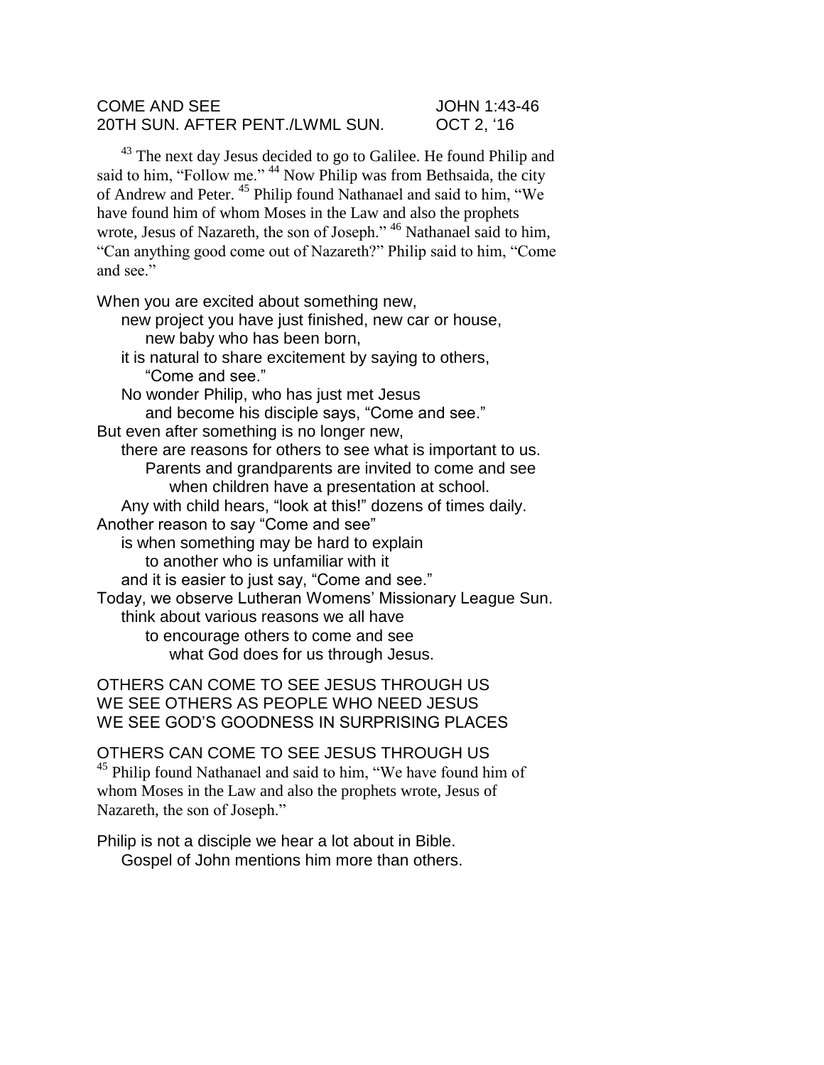COME AND SEE                                        JOHN 1:43-46
20TH SUN. AFTER PENT./LWML SUN.          OCT 2, '16

[43] The next day Jesus decided to go to Galilee. He found Philip and said to him, "Follow me." [44] Now Philip was from Bethsaida, the city of Andrew and Peter. [45] Philip found Nathanael and said to him, "We have found him of whom Moses in the Law and also the prophets wrote, Jesus of Nazareth, the son of Joseph." [46] Nathanael said to him, "Can anything good come out of Nazareth?" Philip said to him, "Come and see."

When you are excited about something new,
new project you have just finished, new car or house,
new baby who has been born,
it is natural to share excitement by saying to others,
"Come and see."
No wonder Philip, who has just met Jesus
and become his disciple says, "Come and see."
But even after something is no longer new,
there are reasons for others to see what is important to us.
Parents and grandparents are invited to come and see
when children have a presentation at school.
Any with child hears, "look at this!" dozens of times daily.
Another reason to say "Come and see"
is when something may be hard to explain
to another who is unfamiliar with it
and it is easier to just say, "Come and see."
Today, we observe Lutheran Womens' Missionary League Sun.
think about various reasons we all have
to encourage others to come and see
what God does for us through Jesus.

OTHERS CAN COME TO SEE JESUS THROUGH US
WE SEE OTHERS AS PEOPLE WHO NEED JESUS
WE SEE GOD'S GOODNESS IN SURPRISING PLACES

OTHERS CAN COME TO SEE JESUS THROUGH US

[45] Philip found Nathanael and said to him, "We have found him of whom Moses in the Law and also the prophets wrote, Jesus of Nazareth, the son of Joseph."

Philip is not a disciple we hear a lot about in Bible.
Gospel of John mentions him more than others.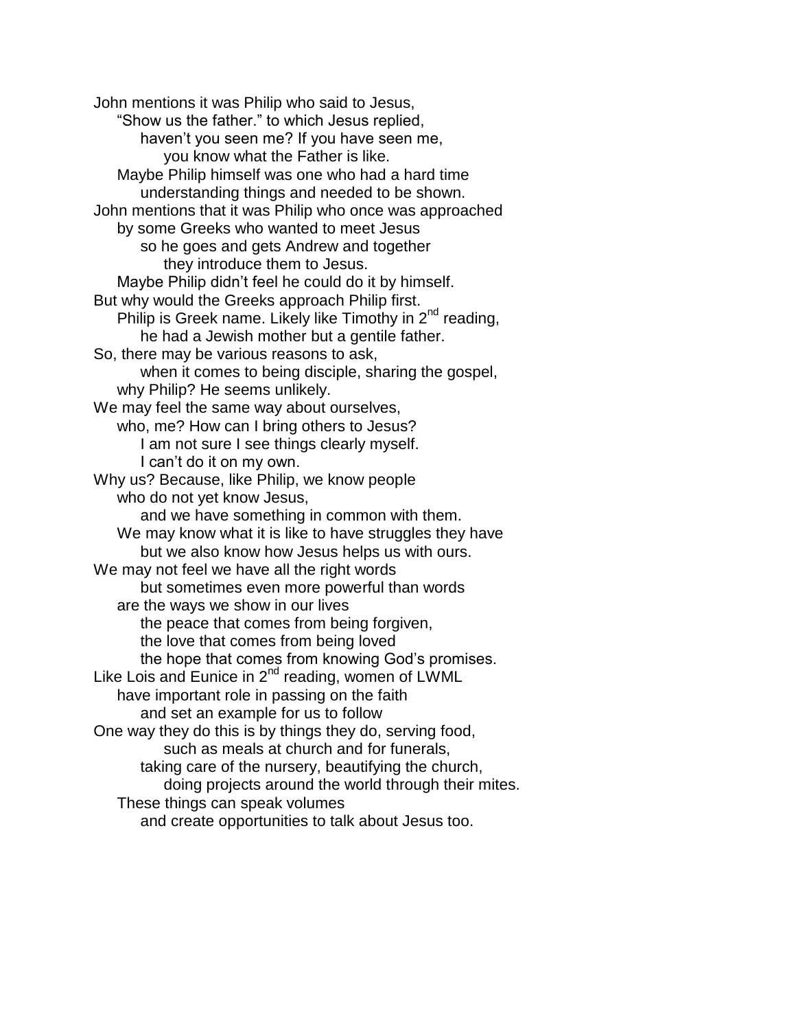John mentions it was Philip who said to Jesus,
"Show us the father." to which Jesus replied,
haven't you seen me? If you have seen me,
you know what the Father is like.
Maybe Philip himself was one who had a hard time
understanding things and needed to be shown.
John mentions that it was Philip who once was approached
by some Greeks who wanted to meet Jesus
so he goes and gets Andrew and together
they introduce them to Jesus.
Maybe Philip didn't feel he could do it by himself.
But why would the Greeks approach Philip first.
Philip is Greek name. Likely like Timothy in 2nd reading,
he had a Jewish mother but a gentile father.
So, there may be various reasons to ask,
when it comes to being disciple, sharing the gospel,
why Philip? He seems unlikely.
We may feel the same way about ourselves,
who, me? How can I bring others to Jesus?
I am not sure I see things clearly myself.
I can't do it on my own.
Why us? Because, like Philip, we know people
who do not yet know Jesus,
and we have something in common with them.
We may know what it is like to have struggles they have
but we also know how Jesus helps us with ours.
We may not feel we have all the right words
but sometimes even more powerful than words
are the ways we show in our lives
the peace that comes from being forgiven,
the love that comes from being loved
the hope that comes from knowing God's promises.
Like Lois and Eunice in 2nd reading, women of LWML
have important role in passing on the faith
and set an example for us to follow
One way they do this is by things they do, serving food,
such as meals at church and for funerals,
taking care of the nursery, beautifying the church,
doing projects around the world through their mites.
These things can speak volumes
and create opportunities to talk about Jesus too.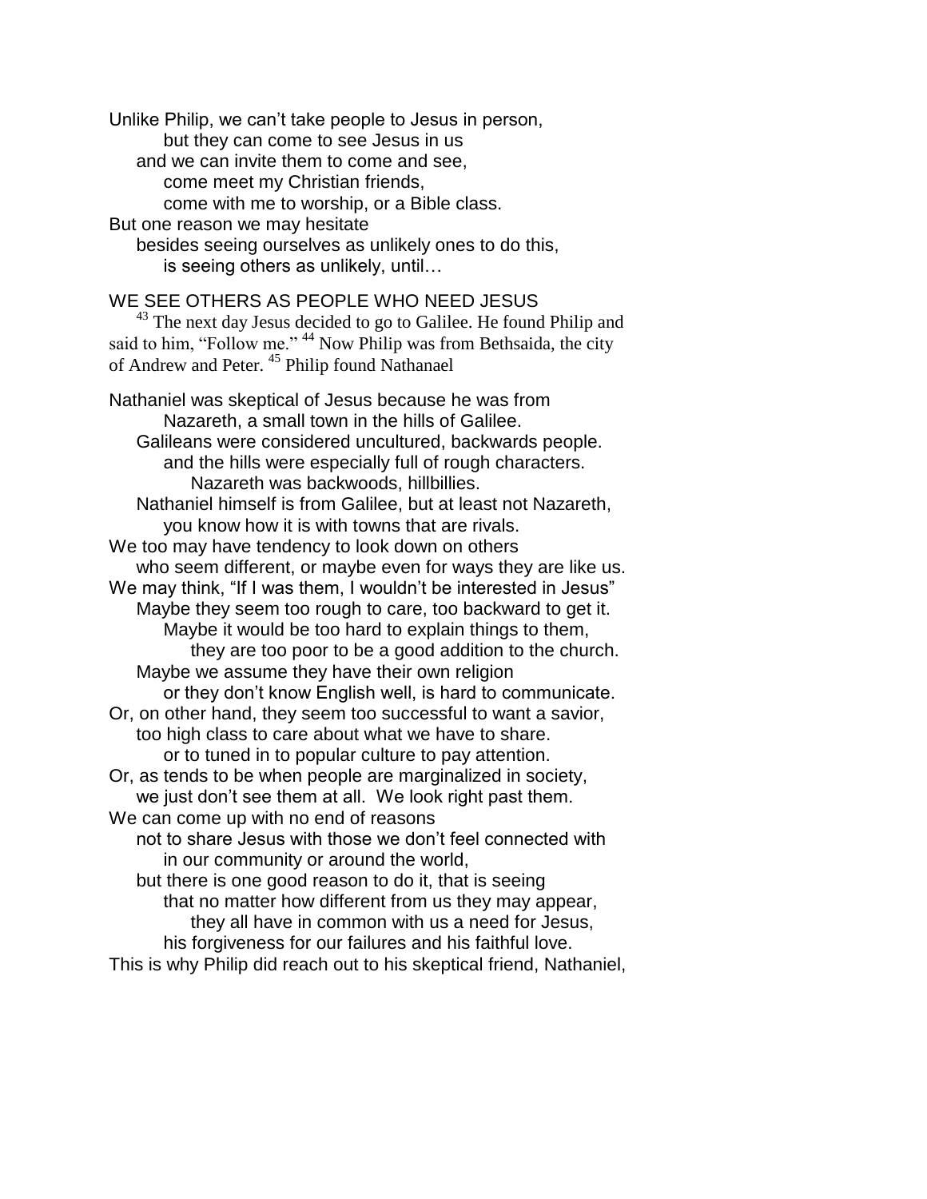Unlike Philip, we can't take people to Jesus in person,
but they can come to see Jesus in us
and we can invite them to come and see,
come meet my Christian friends,
come with me to worship, or a Bible class.
But one reason we may hesitate
besides seeing ourselves as unlikely ones to do this,
is seeing others as unlikely, until…

WE SEE OTHERS AS PEOPLE WHO NEED JESUS

[43] The next day Jesus decided to go to Galilee. He found Philip and said to him, "Follow me." [44] Now Philip was from Bethsaida, the city of Andrew and Peter. [45] Philip found Nathanael

Nathaniel was skeptical of Jesus because he was from
Nazareth, a small town in the hills of Galilee.
Galileans were considered uncultured, backwards people.
and the hills were especially full of rough characters.
Nazareth was backwoods, hillbillies.
Nathaniel himself is from Galilee, but at least not Nazareth,
you know how it is with towns that are rivals.
We too may have tendency to look down on others
who seem different, or maybe even for ways they are like us.
We may think, "If I was them, I wouldn't be interested in Jesus"
Maybe they seem too rough to care, too backward to get it.
Maybe it would be too hard to explain things to them,
they are too poor to be a good addition to the church.
Maybe we assume they have their own religion
or they don't know English well, is hard to communicate.
Or, on other hand, they seem too successful to want a savior,
too high class to care about what we have to share.
or to tuned in to popular culture to pay attention.
Or, as tends to be when people are marginalized in society,
we just don't see them at all. We look right past them.
We can come up with no end of reasons
not to share Jesus with those we don't feel connected with
in our community or around the world,
but there is one good reason to do it, that is seeing
that no matter how different from us they may appear,
they all have in common with us a need for Jesus,
his forgiveness for our failures and his faithful love.
This is why Philip did reach out to his skeptical friend, Nathaniel,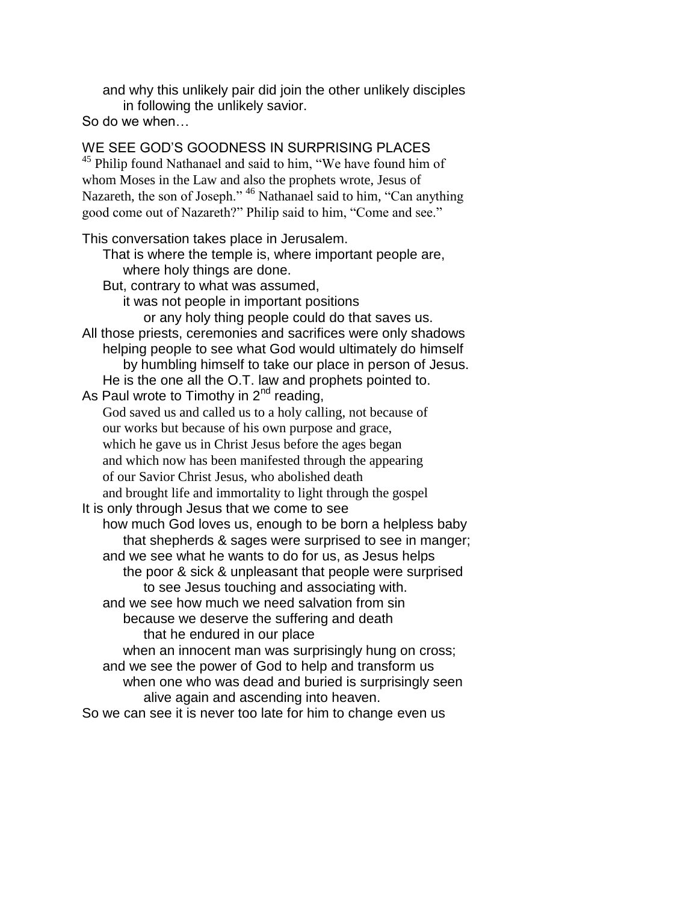and why this unlikely pair did join the other unlikely disciples
in following the unlikely savior.

So do we when…

WE SEE GOD'S GOODNESS IN SURPRISING PLACES

45 Philip found Nathanael and said to him, "We have found him of whom Moses in the Law and also the prophets wrote, Jesus of Nazareth, the son of Joseph." 46 Nathanael said to him, "Can anything good come out of Nazareth?" Philip said to him, "Come and see."

This conversation takes place in Jerusalem.
That is where the temple is, where important people are,
where holy things are done.
But, contrary to what was assumed,
it was not people in important positions
or any holy thing people could do that saves us.
All those priests, ceremonies and sacrifices were only shadows
helping people to see what God would ultimately do himself
by humbling himself to take our place in person of Jesus.
He is the one all the O.T. law and prophets pointed to.
As Paul wrote to Timothy in 2nd reading,

God saved us and called us to a holy calling, not because of
our works but because of his own purpose and grace,
which he gave us in Christ Jesus before the ages began
and which now has been manifested through the appearing
of our Savior Christ Jesus, who abolished death
and brought life and immortality to light through the gospel

It is only through Jesus that we come to see
how much God loves us, enough to be born a helpless baby
that shepherds & sages were surprised to see in manger;
and we see what he wants to do for us, as Jesus helps
the poor & sick & unpleasant that people were surprised
to see Jesus touching and associating with.
and we see how much we need salvation from sin
because we deserve the suffering and death
that he endured in our place
when an innocent man was surprisingly hung on cross;
and we see the power of God to help and transform us
when one who was dead and buried is surprisingly seen
alive again and ascending into heaven.
So we can see it is never too late for him to change even us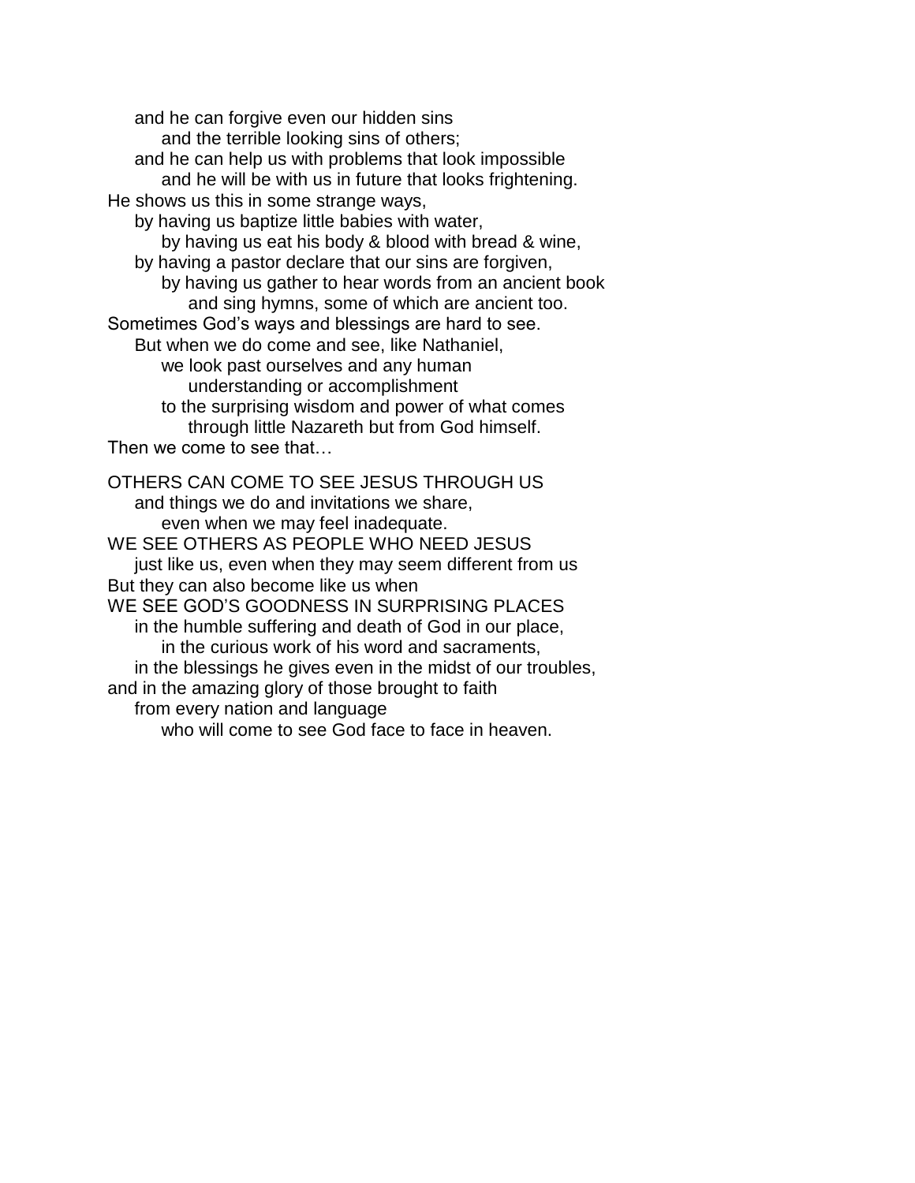and he can forgive even our hidden sins
and the terrible looking sins of others;
and he can help us with problems that look impossible
and he will be with us in future that looks frightening.
He shows us this in some strange ways,
by having us baptize little babies with water,
by having us eat his body & blood with bread & wine,
by having a pastor declare that our sins are forgiven,
by having us gather to hear words from an ancient book
and sing hymns, some of which are ancient too.
Sometimes God's ways and blessings are hard to see.
But when we do come and see, like Nathaniel,
we look past ourselves and any human
understanding or accomplishment
to the surprising wisdom and power of what comes
through little Nazareth but from God himself.
Then we come to see that…

OTHERS CAN COME TO SEE JESUS THROUGH US
and things we do and invitations we share,
even when we may feel inadequate.
WE SEE OTHERS AS PEOPLE WHO NEED JESUS
just like us, even when they may seem different from us
But they can also become like us when
WE SEE GOD'S GOODNESS IN SURPRISING PLACES
in the humble suffering and death of God in our place,
in the curious work of his word and sacraments,
in the blessings he gives even in the midst of our troubles,
and in the amazing glory of those brought to faith
from every nation and language
who will come to see God face to face in heaven.